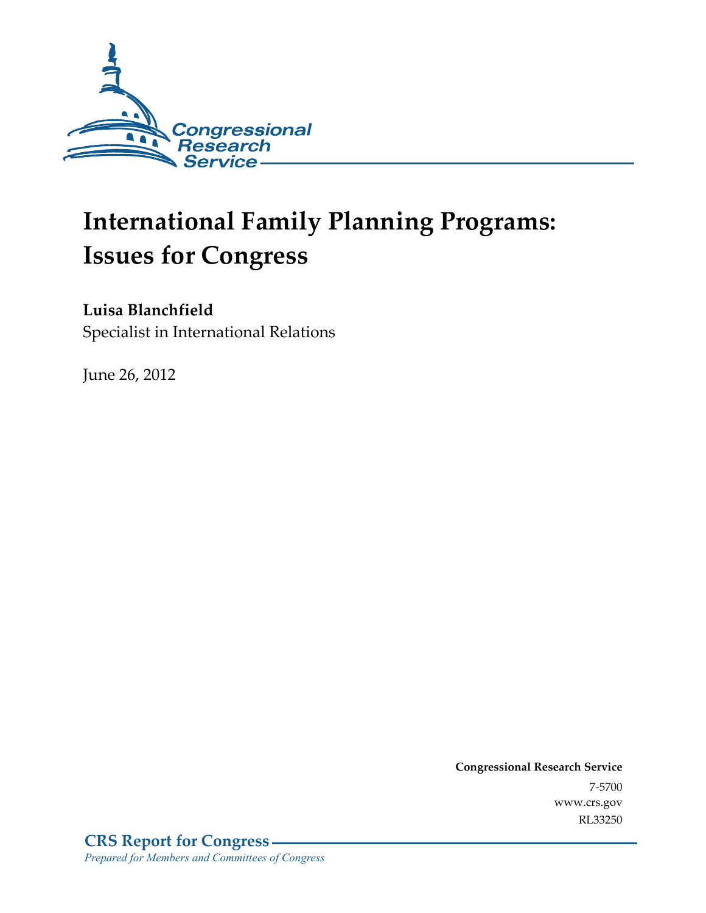Congressional Research Service

# International Family Planning Programs: Issues for Congress

**Luisa Blanchfield**
Specialist in International Relations

June 26, 2012

**Congressional Research Service**
7-5700
www.crs.gov
RL33250

**CRS Report for Congress**
*Prepared for Members and Committees of Congress*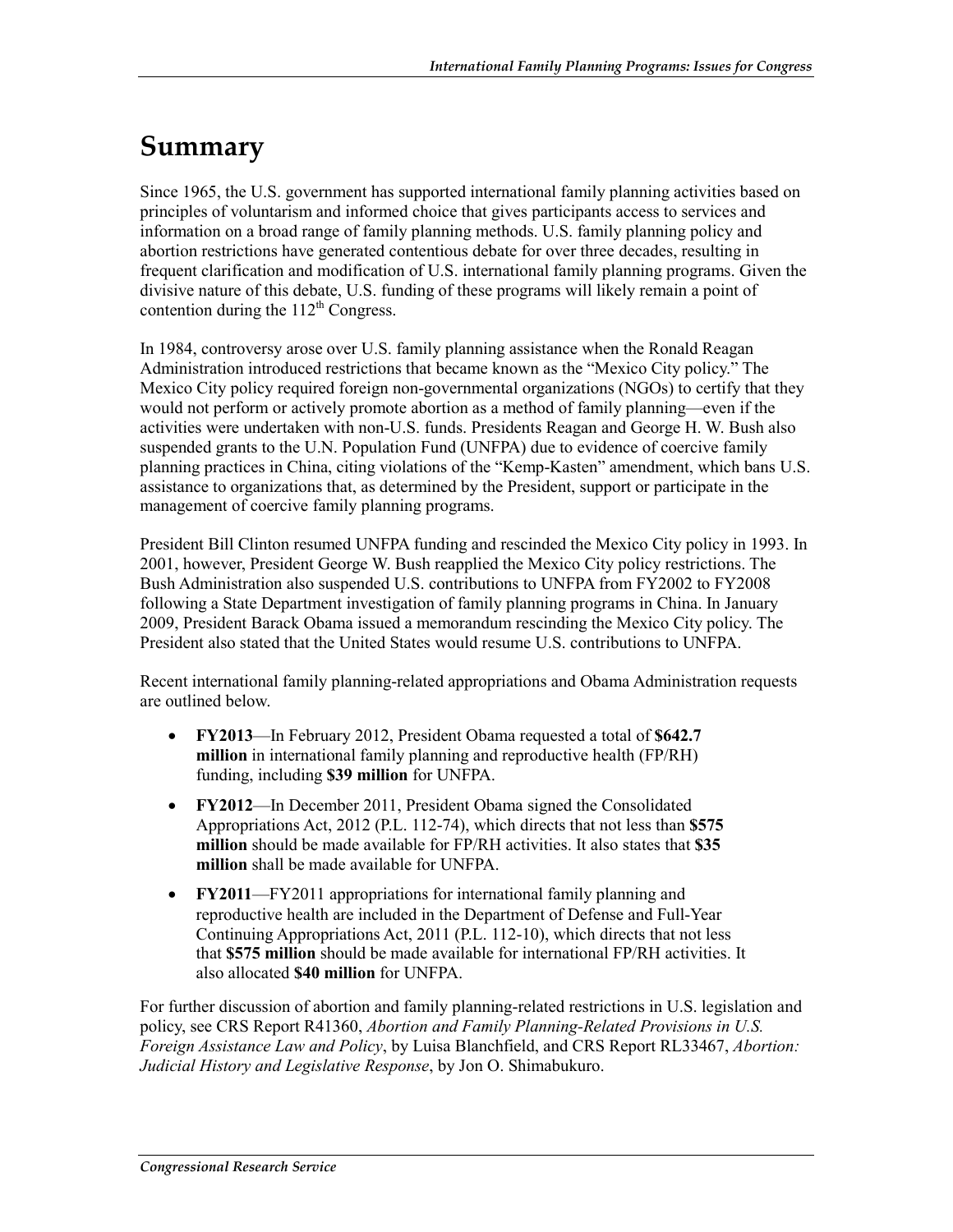# Summary

Since 1965, the U.S. government has supported international family planning activities based on principles of voluntarism and informed choice that gives participants access to services and information on a broad range of family planning methods. U.S. family planning policy and abortion restrictions have generated contentious debate for over three decades, resulting in frequent clarification and modification of U.S. international family planning programs. Given the divisive nature of this debate, U.S. funding of these programs will likely remain a point of contention during the 112th Congress.

In 1984, controversy arose over U.S. family planning assistance when the Ronald Reagan Administration introduced restrictions that became known as the "Mexico City policy." The Mexico City policy required foreign non-governmental organizations (NGOs) to certify that they would not perform or actively promote abortion as a method of family planning—even if the activities were undertaken with non-U.S. funds. Presidents Reagan and George H. W. Bush also suspended grants to the U.N. Population Fund (UNFPA) due to evidence of coercive family planning practices in China, citing violations of the "Kemp-Kasten" amendment, which bans U.S. assistance to organizations that, as determined by the President, support or participate in the management of coercive family planning programs.

President Bill Clinton resumed UNFPA funding and rescinded the Mexico City policy in 1993. In 2001, however, President George W. Bush reapplied the Mexico City policy restrictions. The Bush Administration also suspended U.S. contributions to UNFPA from FY2002 to FY2008 following a State Department investigation of family planning programs in China. In January 2009, President Barack Obama issued a memorandum rescinding the Mexico City policy. The President also stated that the United States would resume U.S. contributions to UNFPA.

Recent international family planning-related appropriations and Obama Administration requests are outlined below.

- **FY2013**—In February 2012, President Obama requested a total of **$642.7 million** in international family planning and reproductive health (FP/RH) funding, including **$39 million** for UNFPA.
- **FY2012**—In December 2011, President Obama signed the Consolidated Appropriations Act, 2012 (P.L. 112-74), which directs that not less than **$575 million** should be made available for FP/RH activities. It also states that **$35 million** shall be made available for UNFPA.
- **FY2011**—FY2011 appropriations for international family planning and reproductive health are included in the Department of Defense and Full-Year Continuing Appropriations Act, 2011 (P.L. 112-10), which directs that not less that **$575 million** should be made available for international FP/RH activities. It also allocated **$40 million** for UNFPA.

For further discussion of abortion and family planning-related restrictions in U.S. legislation and policy, see CRS Report R41360, *Abortion and Family Planning-Related Provisions in U.S. Foreign Assistance Law and Policy*, by Luisa Blanchfield, and CRS Report RL33467, *Abortion: Judicial History and Legislative Response*, by Jon O. Shimabukuro.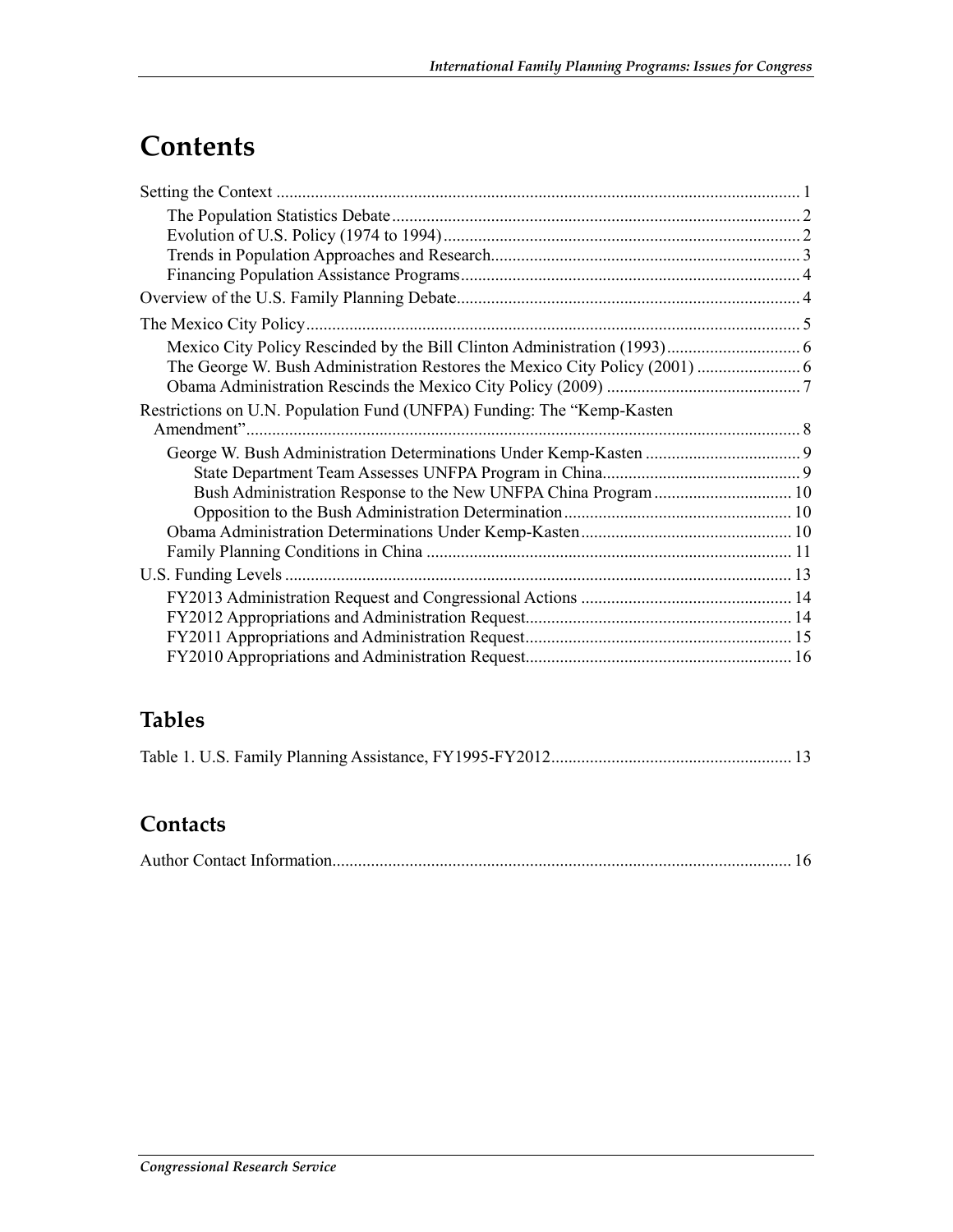# Contents

Setting the Context ... 1

- The Population Statistics Debate ... 2
- Evolution of U.S. Policy (1974 to 1994) ... 2
- Trends in Population Approaches and Research ... 3
- Financing Population Assistance Programs ... 4

Overview of the U.S. Family Planning Debate ... 4

The Mexico City Policy ... 5

- Mexico City Policy Rescinded by the Bill Clinton Administration (1993) ... 6
- The George W. Bush Administration Restores the Mexico City Policy (2001) ... 6
- Obama Administration Rescinds the Mexico City Policy (2009) ... 7

Restrictions on U.N. Population Fund (UNFPA) Funding: The "Kemp-Kasten Amendment" ... 8

- George W. Bush Administration Determinations Under Kemp-Kasten ... 9
  - State Department Team Assesses UNFPA Program in China ... 9
  - Bush Administration Response to the New UNFPA China Program ... 10
  - Opposition to the Bush Administration Determination ... 10
- Obama Administration Determinations Under Kemp-Kasten ... 10
- Family Planning Conditions in China ... 11

U.S. Funding Levels ... 13

- FY2013 Administration Request and Congressional Actions ... 14
- FY2012 Appropriations and Administration Request ... 14
- FY2011 Appropriations and Administration Request ... 15
- FY2010 Appropriations and Administration Request ... 16

## Tables

Table 1. U.S. Family Planning Assistance, FY1995-FY2012 ... 13

## Contacts

Author Contact Information ... 16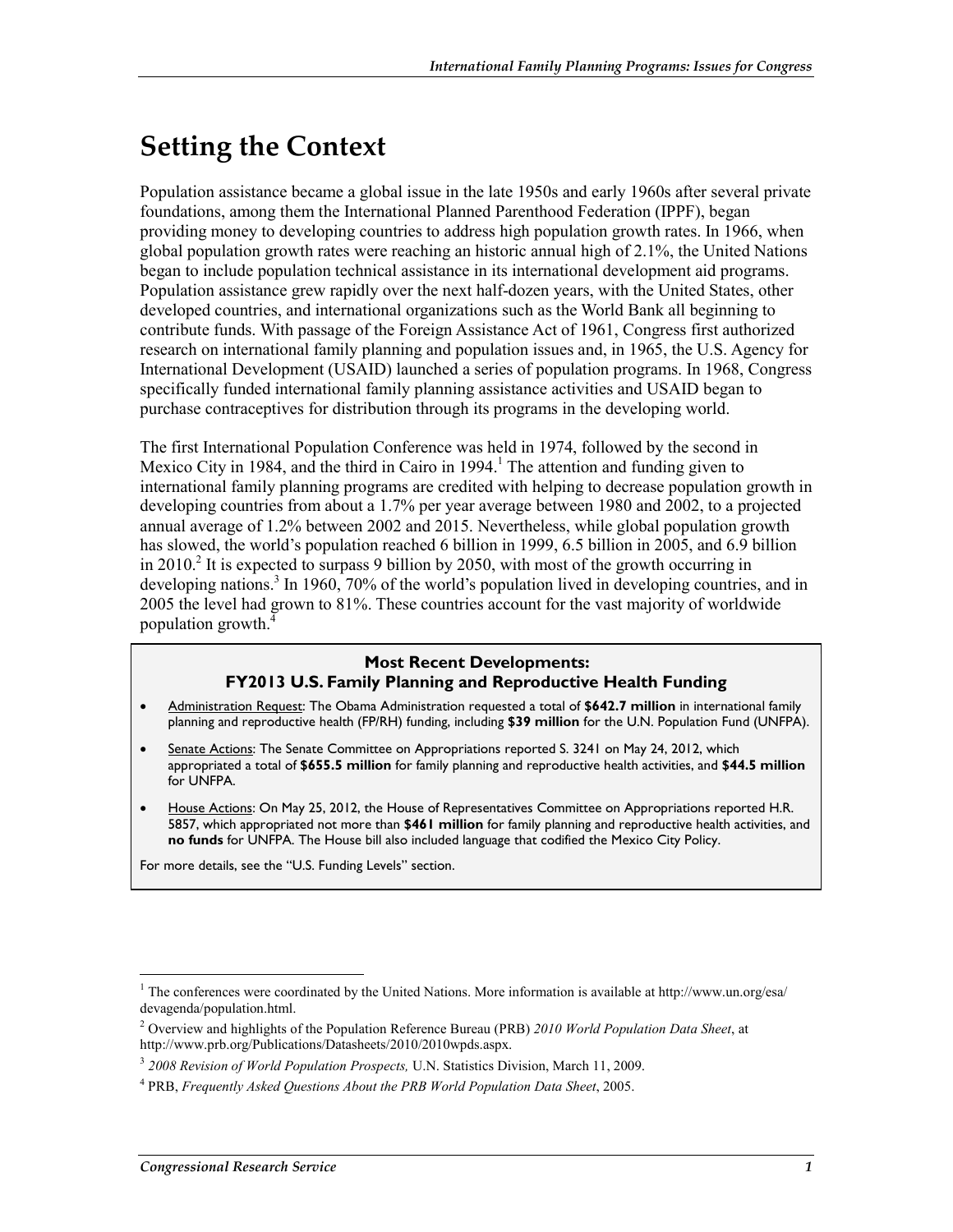# Setting the Context

Population assistance became a global issue in the late 1950s and early 1960s after several private foundations, among them the International Planned Parenthood Federation (IPPF), began providing money to developing countries to address high population growth rates. In 1966, when global population growth rates were reaching an historic annual high of 2.1%, the United Nations began to include population technical assistance in its international development aid programs. Population assistance grew rapidly over the next half-dozen years, with the United States, other developed countries, and international organizations such as the World Bank all beginning to contribute funds. With passage of the Foreign Assistance Act of 1961, Congress first authorized research on international family planning and population issues and, in 1965, the U.S. Agency for International Development (USAID) launched a series of population programs. In 1968, Congress specifically funded international family planning assistance activities and USAID began to purchase contraceptives for distribution through its programs in the developing world.

The first International Population Conference was held in 1974, followed by the second in Mexico City in 1984, and the third in Cairo in 1994.[1] The attention and funding given to international family planning programs are credited with helping to decrease population growth in developing countries from about a 1.7% per year average between 1980 and 2002, to a projected annual average of 1.2% between 2002 and 2015. Nevertheless, while global population growth has slowed, the world's population reached 6 billion in 1999, 6.5 billion in 2005, and 6.9 billion in 2010.[2] It is expected to surpass 9 billion by 2050, with most of the growth occurring in developing nations.[3] In 1960, 70% of the world's population lived in developing countries, and in 2005 the level had grown to 81%. These countries account for the vast majority of worldwide population growth.[4]

**Most Recent Developments:**
**FY2013 U.S. Family Planning and Reproductive Health Funding**

- Administration Request: The Obama Administration requested a total of **$642.7 million** in international family planning and reproductive health (FP/RH) funding, including **$39 million** for the U.N. Population Fund (UNFPA).
- Senate Actions: The Senate Committee on Appropriations reported S. 3241 on May 24, 2012, which appropriated a total of **$655.5 million** for family planning and reproductive health activities, and **$44.5 million** for UNFPA.
- House Actions: On May 25, 2012, the House of Representatives Committee on Appropriations reported H.R. 5857, which appropriated not more than **$461 million** for family planning and reproductive health activities, and **no funds** for UNFPA. The House bill also included language that codified the Mexico City Policy.

For more details, see the "U.S. Funding Levels" section.

---

[1] The conferences were coordinated by the United Nations. More information is available at http://www.un.org/esa/devagenda/population.html.

[2] Overview and highlights of the Population Reference Bureau (PRB) *2010 World Population Data Sheet*, at http://www.prb.org/Publications/Datasheets/2010/2010wpds.aspx.

[3] *2008 Revision of World Population Prospects,* U.N. Statistics Division, March 11, 2009.

[4] PRB, *Frequently Asked Questions About the PRB World Population Data Sheet*, 2005.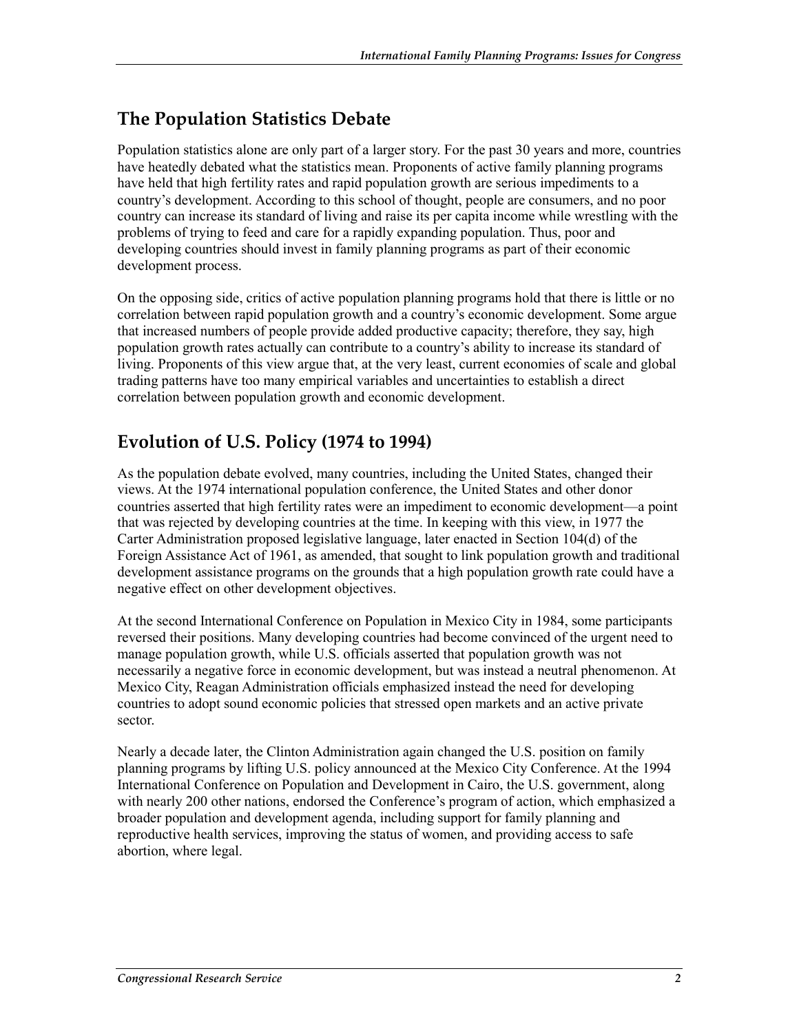## The Population Statistics Debate

Population statistics alone are only part of a larger story. For the past 30 years and more, countries have heatedly debated what the statistics mean. Proponents of active family planning programs have held that high fertility rates and rapid population growth are serious impediments to a country's development. According to this school of thought, people are consumers, and no poor country can increase its standard of living and raise its per capita income while wrestling with the problems of trying to feed and care for a rapidly expanding population. Thus, poor and developing countries should invest in family planning programs as part of their economic development process.

On the opposing side, critics of active population planning programs hold that there is little or no correlation between rapid population growth and a country's economic development. Some argue that increased numbers of people provide added productive capacity; therefore, they say, high population growth rates actually can contribute to a country's ability to increase its standard of living. Proponents of this view argue that, at the very least, current economies of scale and global trading patterns have too many empirical variables and uncertainties to establish a direct correlation between population growth and economic development.

## Evolution of U.S. Policy (1974 to 1994)

As the population debate evolved, many countries, including the United States, changed their views. At the 1974 international population conference, the United States and other donor countries asserted that high fertility rates were an impediment to economic development—a point that was rejected by developing countries at the time. In keeping with this view, in 1977 the Carter Administration proposed legislative language, later enacted in Section 104(d) of the Foreign Assistance Act of 1961, as amended, that sought to link population growth and traditional development assistance programs on the grounds that a high population growth rate could have a negative effect on other development objectives.

At the second International Conference on Population in Mexico City in 1984, some participants reversed their positions. Many developing countries had become convinced of the urgent need to manage population growth, while U.S. officials asserted that population growth was not necessarily a negative force in economic development, but was instead a neutral phenomenon. At Mexico City, Reagan Administration officials emphasized instead the need for developing countries to adopt sound economic policies that stressed open markets and an active private sector.

Nearly a decade later, the Clinton Administration again changed the U.S. position on family planning programs by lifting U.S. policy announced at the Mexico City Conference. At the 1994 International Conference on Population and Development in Cairo, the U.S. government, along with nearly 200 other nations, endorsed the Conference's program of action, which emphasized a broader population and development agenda, including support for family planning and reproductive health services, improving the status of women, and providing access to safe abortion, where legal.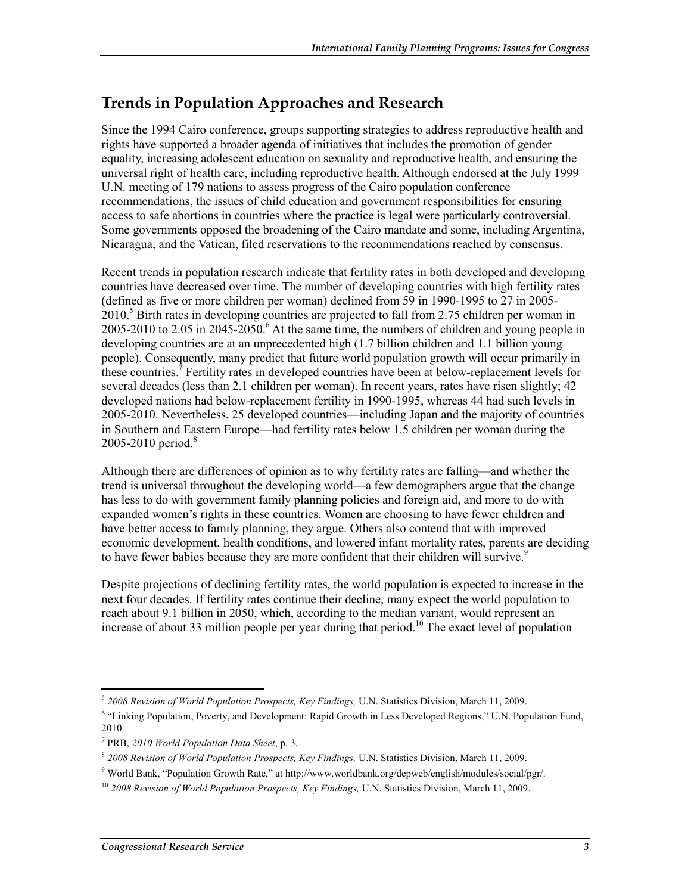## Trends in Population Approaches and Research

Since the 1994 Cairo conference, groups supporting strategies to address reproductive health and rights have supported a broader agenda of initiatives that includes the promotion of gender equality, increasing adolescent education on sexuality and reproductive health, and ensuring the universal right of health care, including reproductive health. Although endorsed at the July 1999 U.N. meeting of 179 nations to assess progress of the Cairo population conference recommendations, the issues of child education and government responsibilities for ensuring access to safe abortions in countries where the practice is legal were particularly controversial. Some governments opposed the broadening of the Cairo mandate and some, including Argentina, Nicaragua, and the Vatican, filed reservations to the recommendations reached by consensus.

Recent trends in population research indicate that fertility rates in both developed and developing countries have decreased over time. The number of developing countries with high fertility rates (defined as five or more children per woman) declined from 59 in 1990-1995 to 27 in 2005-2010.[5] Birth rates in developing countries are projected to fall from 2.75 children per woman in 2005-2010 to 2.05 in 2045-2050.[6] At the same time, the numbers of children and young people in developing countries are at an unprecedented high (1.7 billion children and 1.1 billion young people). Consequently, many predict that future world population growth will occur primarily in these countries.[7] Fertility rates in developed countries have been at below-replacement levels for several decades (less than 2.1 children per woman). In recent years, rates have risen slightly; 42 developed nations had below-replacement fertility in 1990-1995, whereas 44 had such levels in 2005-2010. Nevertheless, 25 developed countries—including Japan and the majority of countries in Southern and Eastern Europe—had fertility rates below 1.5 children per woman during the 2005-2010 period.[8]

Although there are differences of opinion as to why fertility rates are falling—and whether the trend is universal throughout the developing world—a few demographers argue that the change has less to do with government family planning policies and foreign aid, and more to do with expanded women's rights in these countries. Women are choosing to have fewer children and have better access to family planning, they argue. Others also contend that with improved economic development, health conditions, and lowered infant mortality rates, parents are deciding to have fewer babies because they are more confident that their children will survive.[9]

Despite projections of declining fertility rates, the world population is expected to increase in the next four decades. If fertility rates continue their decline, many expect the world population to reach about 9.1 billion in 2050, which, according to the median variant, would represent an increase of about 33 million people per year during that period.[10] The exact level of population

---

[5] *2008 Revision of World Population Prospects, Key Findings,* U.N. Statistics Division, March 11, 2009.

[6] "Linking Population, Poverty, and Development: Rapid Growth in Less Developed Regions," U.N. Population Fund, 2010.

[7] PRB, *2010 World Population Data Sheet*, p. 3.

[8] *2008 Revision of World Population Prospects, Key Findings,* U.N. Statistics Division, March 11, 2009.

[9] World Bank, "Population Growth Rate," at http://www.worldbank.org/depweb/english/modules/social/pgr/.

[10] *2008 Revision of World Population Prospects, Key Findings,* U.N. Statistics Division, March 11, 2009.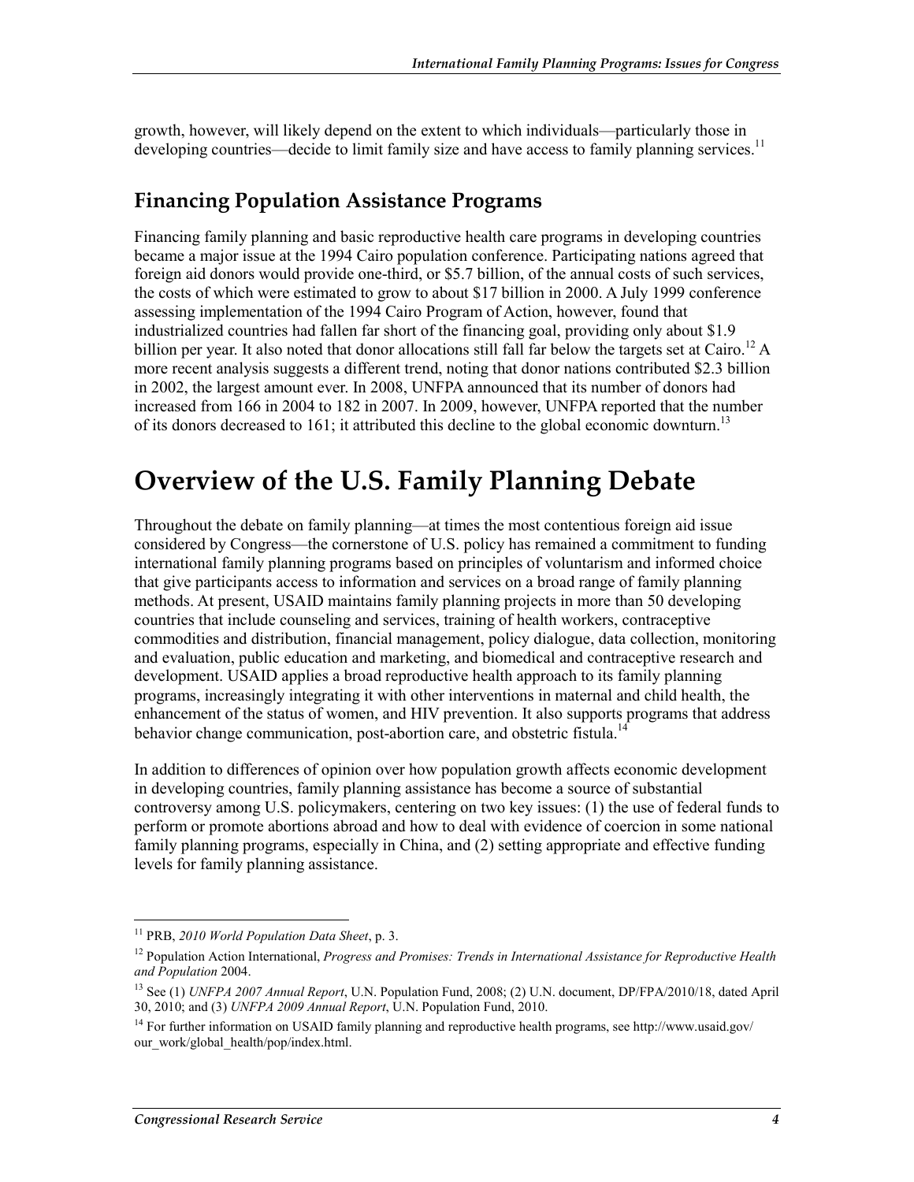growth, however, will likely depend on the extent to which individuals—particularly those in developing countries—decide to limit family size and have access to family planning services.[11]

## Financing Population Assistance Programs

Financing family planning and basic reproductive health care programs in developing countries became a major issue at the 1994 Cairo population conference. Participating nations agreed that foreign aid donors would provide one-third, or $5.7 billion, of the annual costs of such services, the costs of which were estimated to grow to about $17 billion in 2000. A July 1999 conference assessing implementation of the 1994 Cairo Program of Action, however, found that industrialized countries had fallen far short of the financing goal, providing only about $1.9 billion per year. It also noted that donor allocations still fall far below the targets set at Cairo.[12] A more recent analysis suggests a different trend, noting that donor nations contributed $2.3 billion in 2002, the largest amount ever. In 2008, UNFPA announced that its number of donors had increased from 166 in 2004 to 182 in 2007. In 2009, however, UNFPA reported that the number of its donors decreased to 161; it attributed this decline to the global economic downturn.[13]

# Overview of the U.S. Family Planning Debate

Throughout the debate on family planning—at times the most contentious foreign aid issue considered by Congress—the cornerstone of U.S. policy has remained a commitment to funding international family planning programs based on principles of voluntarism and informed choice that give participants access to information and services on a broad range of family planning methods. At present, USAID maintains family planning projects in more than 50 developing countries that include counseling and services, training of health workers, contraceptive commodities and distribution, financial management, policy dialogue, data collection, monitoring and evaluation, public education and marketing, and biomedical and contraceptive research and development. USAID applies a broad reproductive health approach to its family planning programs, increasingly integrating it with other interventions in maternal and child health, the enhancement of the status of women, and HIV prevention. It also supports programs that address behavior change communication, post-abortion care, and obstetric fistula.[14]

In addition to differences of opinion over how population growth affects economic development in developing countries, family planning assistance has become a source of substantial controversy among U.S. policymakers, centering on two key issues: (1) the use of federal funds to perform or promote abortions abroad and how to deal with evidence of coercion in some national family planning programs, especially in China, and (2) setting appropriate and effective funding levels for family planning assistance.

---

[11] PRB, *2010 World Population Data Sheet*, p. 3.

[12] Population Action International, *Progress and Promises: Trends in International Assistance for Reproductive Health and Population* 2004.

[13] See (1) *UNFPA 2007 Annual Report*, U.N. Population Fund, 2008; (2) U.N. document, DP/FPA/2010/18, dated April 30, 2010; and (3) *UNFPA 2009 Annual Report*, U.N. Population Fund, 2010.

[14] For further information on USAID family planning and reproductive health programs, see http://www.usaid.gov/our_work/global_health/pop/index.html.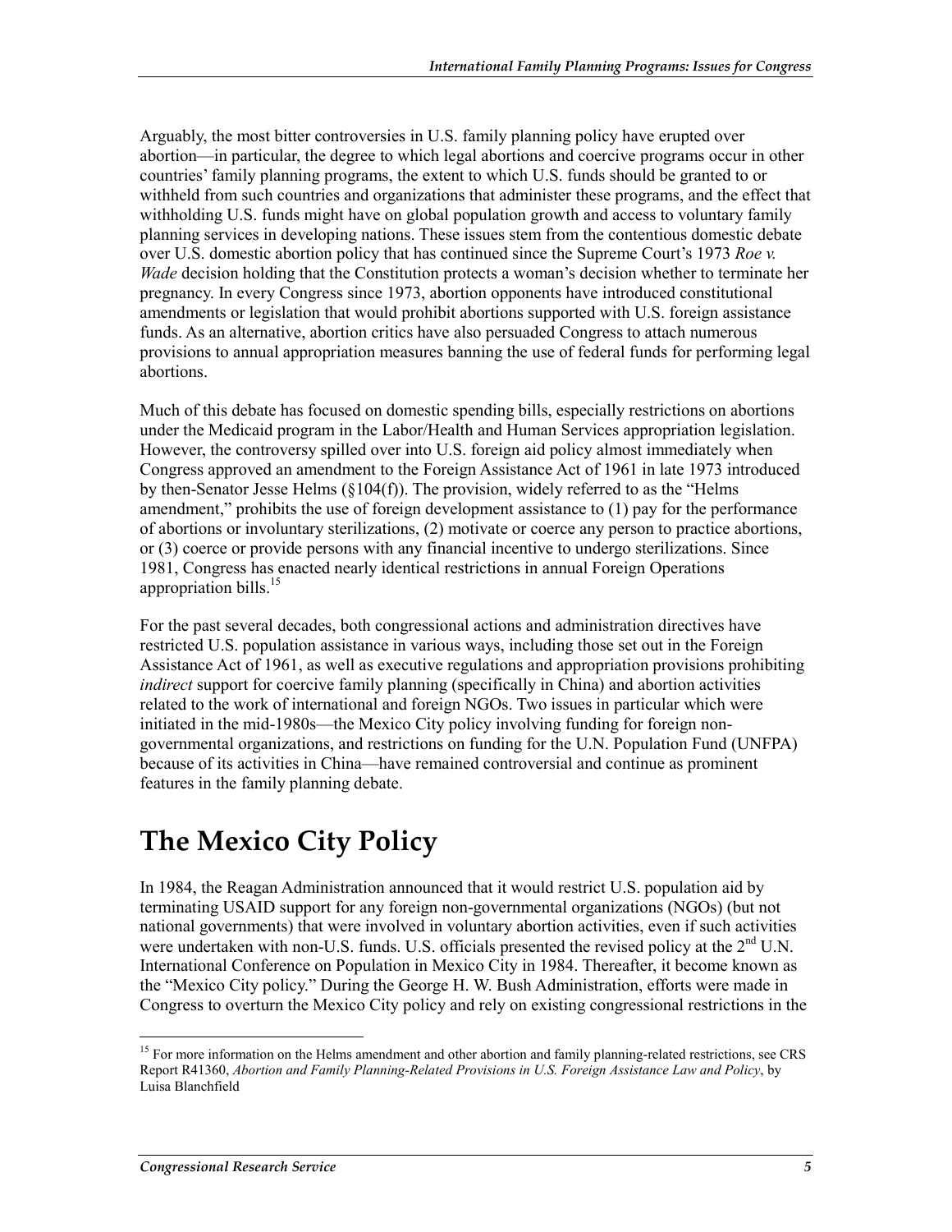Arguably, the most bitter controversies in U.S. family planning policy have erupted over abortion—in particular, the degree to which legal abortions and coercive programs occur in other countries' family planning programs, the extent to which U.S. funds should be granted to or withheld from such countries and organizations that administer these programs, and the effect that withholding U.S. funds might have on global population growth and access to voluntary family planning services in developing nations. These issues stem from the contentious domestic debate over U.S. domestic abortion policy that has continued since the Supreme Court's 1973 *Roe v. Wade* decision holding that the Constitution protects a woman's decision whether to terminate her pregnancy. In every Congress since 1973, abortion opponents have introduced constitutional amendments or legislation that would prohibit abortions supported with U.S. foreign assistance funds. As an alternative, abortion critics have also persuaded Congress to attach numerous provisions to annual appropriation measures banning the use of federal funds for performing legal abortions.

Much of this debate has focused on domestic spending bills, especially restrictions on abortions under the Medicaid program in the Labor/Health and Human Services appropriation legislation. However, the controversy spilled over into U.S. foreign aid policy almost immediately when Congress approved an amendment to the Foreign Assistance Act of 1961 in late 1973 introduced by then-Senator Jesse Helms (§104(f)). The provision, widely referred to as the "Helms amendment," prohibits the use of foreign development assistance to (1) pay for the performance of abortions or involuntary sterilizations, (2) motivate or coerce any person to practice abortions, or (3) coerce or provide persons with any financial incentive to undergo sterilizations. Since 1981, Congress has enacted nearly identical restrictions in annual Foreign Operations appropriation bills.[15]

For the past several decades, both congressional actions and administration directives have restricted U.S. population assistance in various ways, including those set out in the Foreign Assistance Act of 1961, as well as executive regulations and appropriation provisions prohibiting *indirect* support for coercive family planning (specifically in China) and abortion activities related to the work of international and foreign NGOs. Two issues in particular which were initiated in the mid-1980s—the Mexico City policy involving funding for foreign non-governmental organizations, and restrictions on funding for the U.N. Population Fund (UNFPA) because of its activities in China—have remained controversial and continue as prominent features in the family planning debate.

# The Mexico City Policy

In 1984, the Reagan Administration announced that it would restrict U.S. population aid by terminating USAID support for any foreign non-governmental organizations (NGOs) (but not national governments) that were involved in voluntary abortion activities, even if such activities were undertaken with non-U.S. funds. U.S. officials presented the revised policy at the 2nd U.N. International Conference on Population in Mexico City in 1984. Thereafter, it become known as the "Mexico City policy." During the George H. W. Bush Administration, efforts were made in Congress to overturn the Mexico City policy and rely on existing congressional restrictions in the

[15] For more information on the Helms amendment and other abortion and family planning-related restrictions, see CRS Report R41360, *Abortion and Family Planning-Related Provisions in U.S. Foreign Assistance Law and Policy*, by Luisa Blanchfield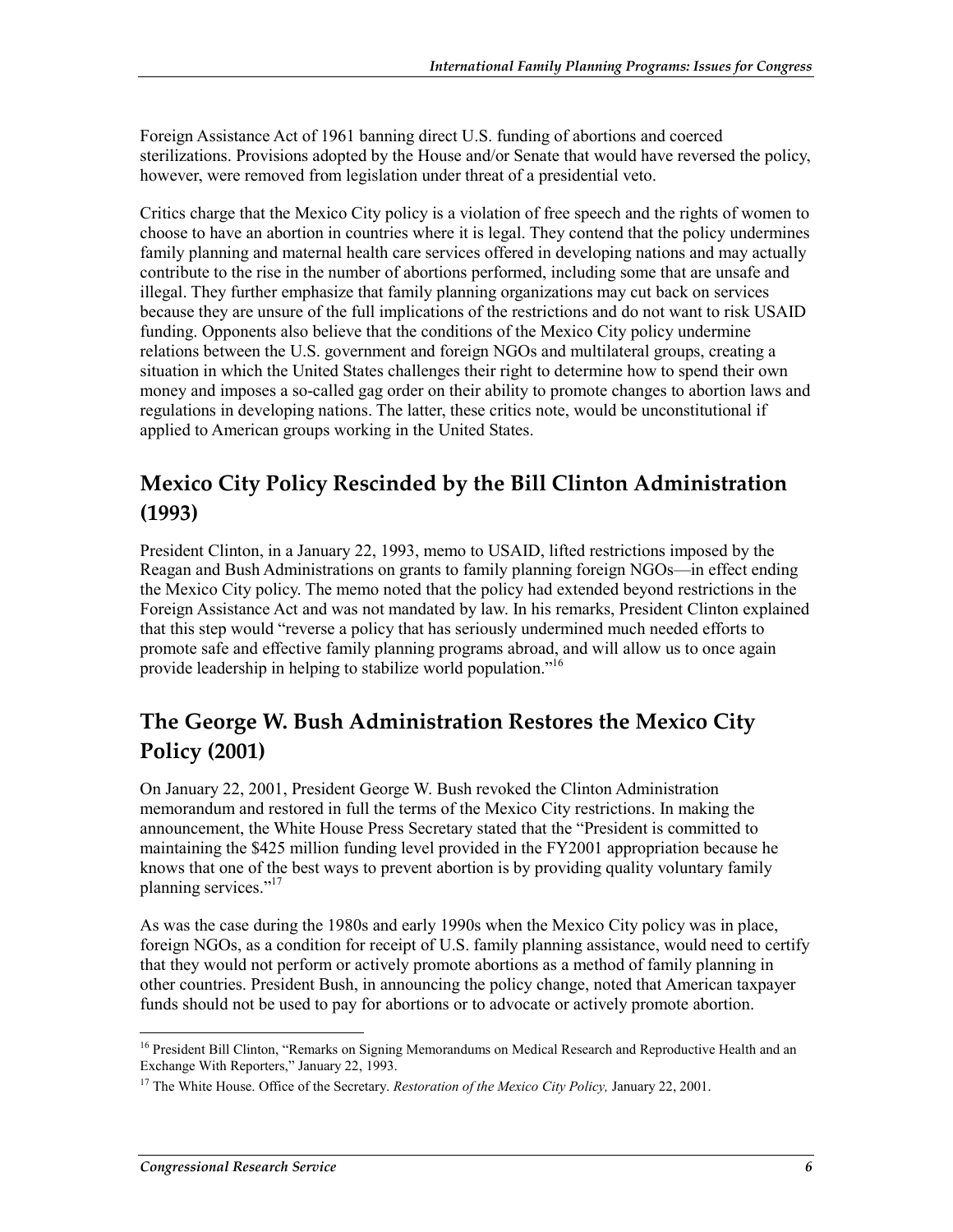Foreign Assistance Act of 1961 banning direct U.S. funding of abortions and coerced sterilizations. Provisions adopted by the House and/or Senate that would have reversed the policy, however, were removed from legislation under threat of a presidential veto.

Critics charge that the Mexico City policy is a violation of free speech and the rights of women to choose to have an abortion in countries where it is legal. They contend that the policy undermines family planning and maternal health care services offered in developing nations and may actually contribute to the rise in the number of abortions performed, including some that are unsafe and illegal. They further emphasize that family planning organizations may cut back on services because they are unsure of the full implications of the restrictions and do not want to risk USAID funding. Opponents also believe that the conditions of the Mexico City policy undermine relations between the U.S. government and foreign NGOs and multilateral groups, creating a situation in which the United States challenges their right to determine how to spend their own money and imposes a so-called gag order on their ability to promote changes to abortion laws and regulations in developing nations. The latter, these critics note, would be unconstitutional if applied to American groups working in the United States.

## Mexico City Policy Rescinded by the Bill Clinton Administration (1993)

President Clinton, in a January 22, 1993, memo to USAID, lifted restrictions imposed by the Reagan and Bush Administrations on grants to family planning foreign NGOs—in effect ending the Mexico City policy. The memo noted that the policy had extended beyond restrictions in the Foreign Assistance Act and was not mandated by law. In his remarks, President Clinton explained that this step would "reverse a policy that has seriously undermined much needed efforts to promote safe and effective family planning programs abroad, and will allow us to once again provide leadership in helping to stabilize world population."[16]

## The George W. Bush Administration Restores the Mexico City Policy (2001)

On January 22, 2001, President George W. Bush revoked the Clinton Administration memorandum and restored in full the terms of the Mexico City restrictions. In making the announcement, the White House Press Secretary stated that the "President is committed to maintaining the $425 million funding level provided in the FY2001 appropriation because he knows that one of the best ways to prevent abortion is by providing quality voluntary family planning services."[17]

As was the case during the 1980s and early 1990s when the Mexico City policy was in place, foreign NGOs, as a condition for receipt of U.S. family planning assistance, would need to certify that they would not perform or actively promote abortions as a method of family planning in other countries. President Bush, in announcing the policy change, noted that American taxpayer funds should not be used to pay for abortions or to advocate or actively promote abortion.

---

[16] President Bill Clinton, "Remarks on Signing Memorandums on Medical Research and Reproductive Health and an Exchange With Reporters," January 22, 1993.

[17] The White House. Office of the Secretary. *Restoration of the Mexico City Policy,* January 22, 2001.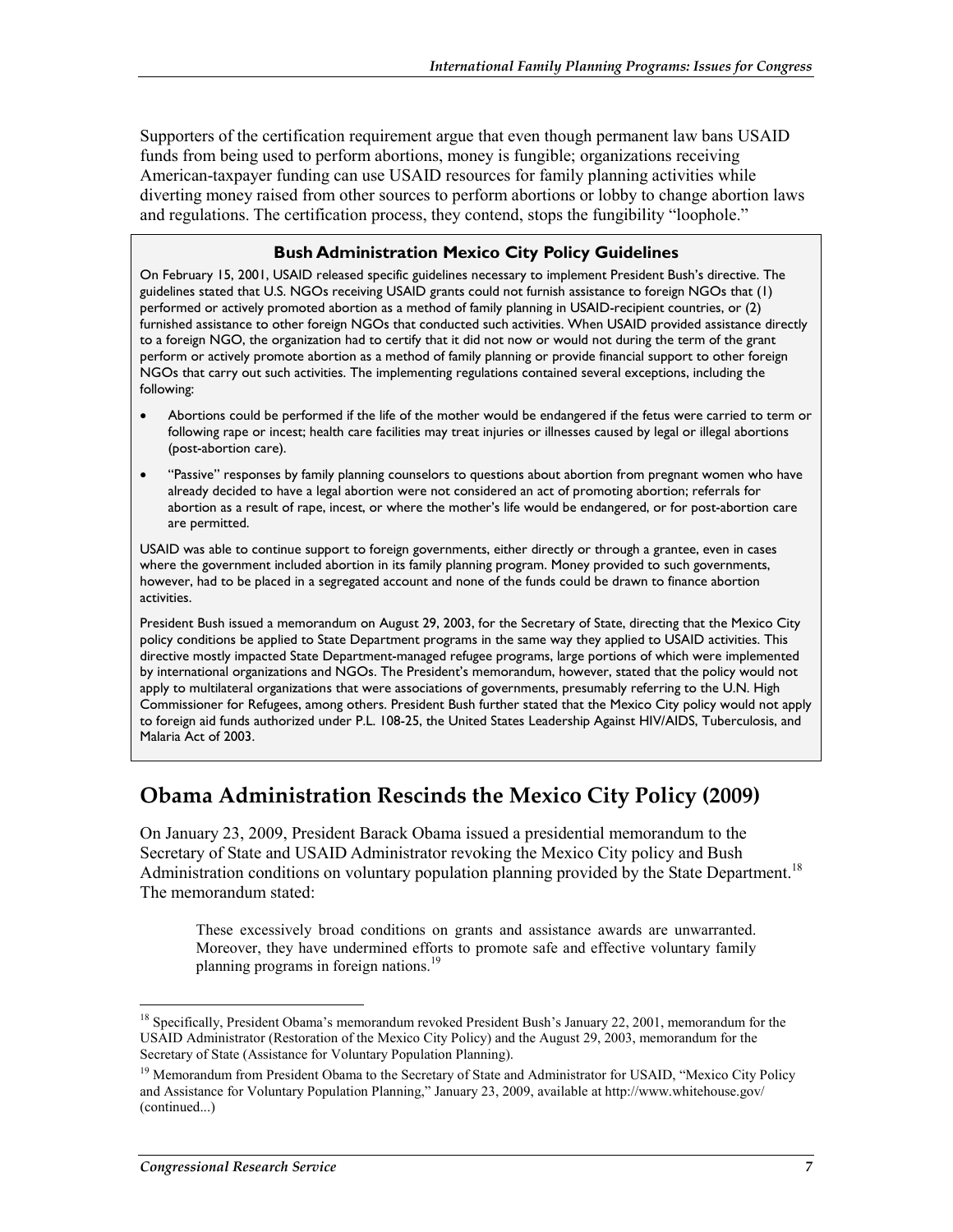Supporters of the certification requirement argue that even though permanent law bans USAID funds from being used to perform abortions, money is fungible; organizations receiving American-taxpayer funding can use USAID resources for family planning activities while diverting money raised from other sources to perform abortions or lobby to change abortion laws and regulations. The certification process, they contend, stops the fungibility "loophole."

> **Bush Administration Mexico City Policy Guidelines**
>
> On February 15, 2001, USAID released specific guidelines necessary to implement President Bush's directive. The guidelines stated that U.S. NGOs receiving USAID grants could not furnish assistance to foreign NGOs that (1) performed or actively promoted abortion as a method of family planning in USAID-recipient countries, or (2) furnished assistance to other foreign NGOs that conducted such activities. When USAID provided assistance directly to a foreign NGO, the organization had to certify that it did not now or would not during the term of the grant perform or actively promote abortion as a method of family planning or provide financial support to other foreign NGOs that carry out such activities. The implementing regulations contained several exceptions, including the following:
>
> - Abortions could be performed if the life of the mother would be endangered if the fetus were carried to term or following rape or incest; health care facilities may treat injuries or illnesses caused by legal or illegal abortions (post-abortion care).
> - "Passive" responses by family planning counselors to questions about abortion from pregnant women who have already decided to have a legal abortion were not considered an act of promoting abortion; referrals for abortion as a result of rape, incest, or where the mother's life would be endangered, or for post-abortion care are permitted.
>
> USAID was able to continue support to foreign governments, either directly or through a grantee, even in cases where the government included abortion in its family planning program. Money provided to such governments, however, had to be placed in a segregated account and none of the funds could be drawn to finance abortion activities.
>
> President Bush issued a memorandum on August 29, 2003, for the Secretary of State, directing that the Mexico City policy conditions be applied to State Department programs in the same way they applied to USAID activities. This directive mostly impacted State Department-managed refugee programs, large portions of which were implemented by international organizations and NGOs. The President's memorandum, however, stated that the policy would not apply to multilateral organizations that were associations of governments, presumably referring to the U.N. High Commissioner for Refugees, among others. President Bush further stated that the Mexico City policy would not apply to foreign aid funds authorized under P.L. 108-25, the United States Leadership Against HIV/AIDS, Tuberculosis, and Malaria Act of 2003.

## Obama Administration Rescinds the Mexico City Policy (2009)

On January 23, 2009, President Barack Obama issued a presidential memorandum to the Secretary of State and USAID Administrator revoking the Mexico City policy and Bush Administration conditions on voluntary population planning provided by the State Department.[18] The memorandum stated:

> These excessively broad conditions on grants and assistance awards are unwarranted. Moreover, they have undermined efforts to promote safe and effective voluntary family planning programs in foreign nations.[19]

---

[18] Specifically, President Obama's memorandum revoked President Bush's January 22, 2001, memorandum for the USAID Administrator (Restoration of the Mexico City Policy) and the August 29, 2003, memorandum for the Secretary of State (Assistance for Voluntary Population Planning).

[19] Memorandum from President Obama to the Secretary of State and Administrator for USAID, "Mexico City Policy and Assistance for Voluntary Population Planning," January 23, 2009, available at http://www.whitehouse.gov/ (continued...)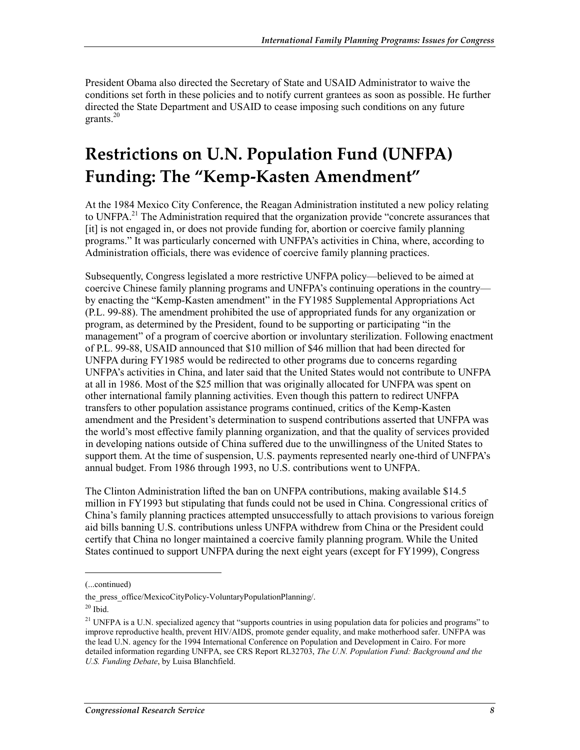President Obama also directed the Secretary of State and USAID Administrator to waive the conditions set forth in these policies and to notify current grantees as soon as possible. He further directed the State Department and USAID to cease imposing such conditions on any future grants.[20]

# Restrictions on U.N. Population Fund (UNFPA) Funding: The "Kemp-Kasten Amendment"

At the 1984 Mexico City Conference, the Reagan Administration instituted a new policy relating to UNFPA.[21] The Administration required that the organization provide "concrete assurances that [it] is not engaged in, or does not provide funding for, abortion or coercive family planning programs." It was particularly concerned with UNFPA's activities in China, where, according to Administration officials, there was evidence of coercive family planning practices.

Subsequently, Congress legislated a more restrictive UNFPA policy—believed to be aimed at coercive Chinese family planning programs and UNFPA's continuing operations in the country—by enacting the "Kemp-Kasten amendment" in the FY1985 Supplemental Appropriations Act (P.L. 99-88). The amendment prohibited the use of appropriated funds for any organization or program, as determined by the President, found to be supporting or participating "in the management" of a program of coercive abortion or involuntary sterilization. Following enactment of P.L. 99-88, USAID announced that $10 million of $46 million that had been directed for UNFPA during FY1985 would be redirected to other programs due to concerns regarding UNFPA's activities in China, and later said that the United States would not contribute to UNFPA at all in 1986. Most of the $25 million that was originally allocated for UNFPA was spent on other international family planning activities. Even though this pattern to redirect UNFPA transfers to other population assistance programs continued, critics of the Kemp-Kasten amendment and the President's determination to suspend contributions asserted that UNFPA was the world's most effective family planning organization, and that the quality of services provided in developing nations outside of China suffered due to the unwillingness of the United States to support them. At the time of suspension, U.S. payments represented nearly one-third of UNFPA's annual budget. From 1986 through 1993, no U.S. contributions went to UNFPA.

The Clinton Administration lifted the ban on UNFPA contributions, making available $14.5 million in FY1993 but stipulating that funds could not be used in China. Congressional critics of China's family planning practices attempted unsuccessfully to attach provisions to various foreign aid bills banning U.S. contributions unless UNFPA withdrew from China or the President could certify that China no longer maintained a coercive family planning program. While the United States continued to support UNFPA during the next eight years (except for FY1999), Congress

---

(...continued)

the_press_office/MexicoCityPolicy-VoluntaryPopulationPlanning/.

[20] Ibid.

[21] UNFPA is a U.N. specialized agency that "supports countries in using population data for policies and programs" to improve reproductive health, prevent HIV/AIDS, promote gender equality, and make motherhood safer. UNFPA was the lead U.N. agency for the 1994 International Conference on Population and Development in Cairo. For more detailed information regarding UNFPA, see CRS Report RL32703, *The U.N. Population Fund: Background and the U.S. Funding Debate*, by Luisa Blanchfield.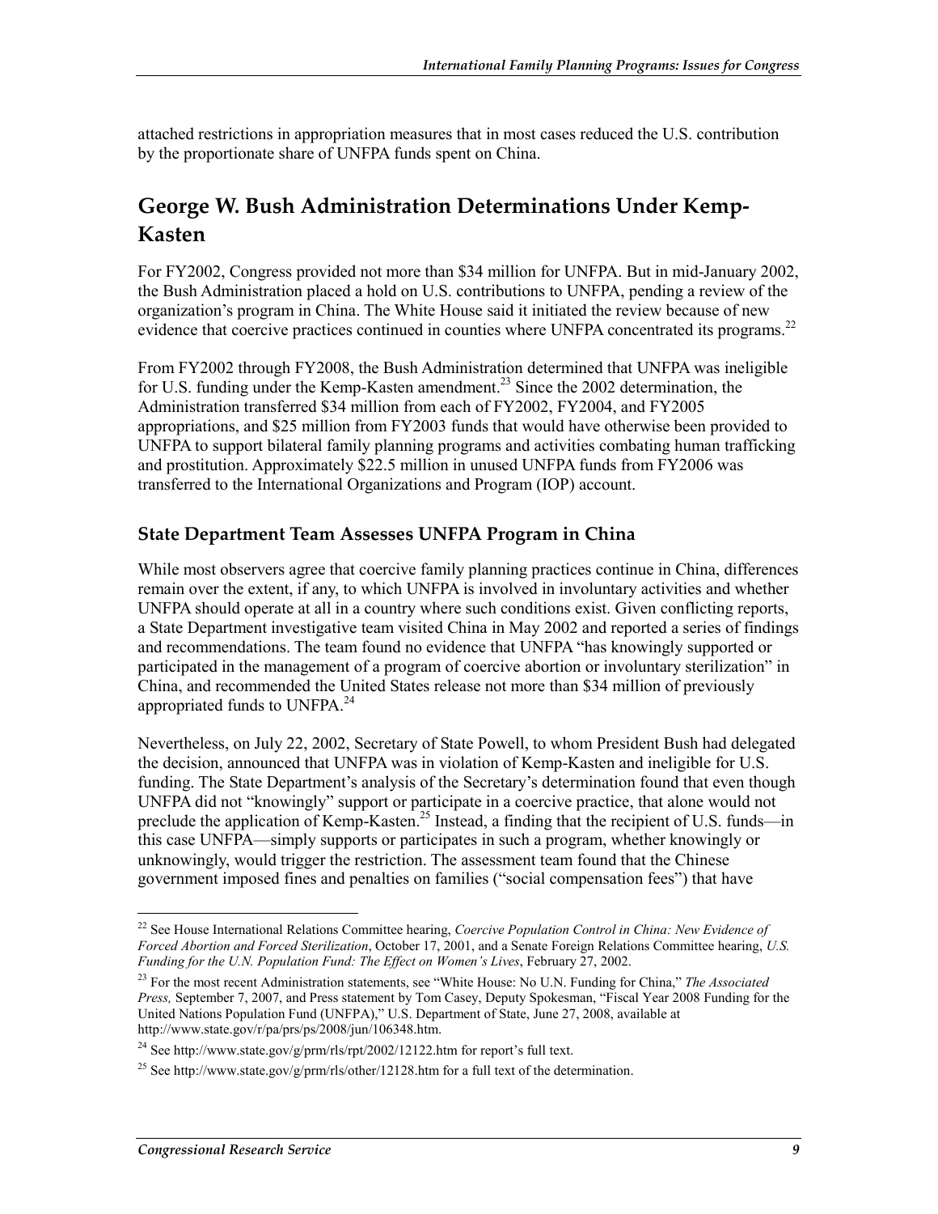attached restrictions in appropriation measures that in most cases reduced the U.S. contribution by the proportionate share of UNFPA funds spent on China.

## George W. Bush Administration Determinations Under Kemp-Kasten

For FY2002, Congress provided not more than $34 million for UNFPA. But in mid-January 2002, the Bush Administration placed a hold on U.S. contributions to UNFPA, pending a review of the organization's program in China. The White House said it initiated the review because of new evidence that coercive practices continued in counties where UNFPA concentrated its programs.[22]

From FY2002 through FY2008, the Bush Administration determined that UNFPA was ineligible for U.S. funding under the Kemp-Kasten amendment.[23] Since the 2002 determination, the Administration transferred $34 million from each of FY2002, FY2004, and FY2005 appropriations, and $25 million from FY2003 funds that would have otherwise been provided to UNFPA to support bilateral family planning programs and activities combating human trafficking and prostitution. Approximately $22.5 million in unused UNFPA funds from FY2006 was transferred to the International Organizations and Program (IOP) account.

### State Department Team Assesses UNFPA Program in China

While most observers agree that coercive family planning practices continue in China, differences remain over the extent, if any, to which UNFPA is involved in involuntary activities and whether UNFPA should operate at all in a country where such conditions exist. Given conflicting reports, a State Department investigative team visited China in May 2002 and reported a series of findings and recommendations. The team found no evidence that UNFPA "has knowingly supported or participated in the management of a program of coercive abortion or involuntary sterilization" in China, and recommended the United States release not more than $34 million of previously appropriated funds to UNFPA.[24]

Nevertheless, on July 22, 2002, Secretary of State Powell, to whom President Bush had delegated the decision, announced that UNFPA was in violation of Kemp-Kasten and ineligible for U.S. funding. The State Department's analysis of the Secretary's determination found that even though UNFPA did not "knowingly" support or participate in a coercive practice, that alone would not preclude the application of Kemp-Kasten.[25] Instead, a finding that the recipient of U.S. funds—in this case UNFPA—simply supports or participates in such a program, whether knowingly or unknowingly, would trigger the restriction. The assessment team found that the Chinese government imposed fines and penalties on families ("social compensation fees") that have

---

[22] See House International Relations Committee hearing, *Coercive Population Control in China: New Evidence of Forced Abortion and Forced Sterilization*, October 17, 2001, and a Senate Foreign Relations Committee hearing, *U.S. Funding for the U.N. Population Fund: The Effect on Women's Lives*, February 27, 2002.

[23] For the most recent Administration statements, see "White House: No U.N. Funding for China," *The Associated Press,* September 7, 2007, and Press statement by Tom Casey, Deputy Spokesman, "Fiscal Year 2008 Funding for the United Nations Population Fund (UNFPA)," U.S. Department of State, June 27, 2008, available at http://www.state.gov/r/pa/prs/ps/2008/jun/106348.htm.

[24] See http://www.state.gov/g/prm/rls/rpt/2002/12122.htm for report's full text.

[25] See http://www.state.gov/g/prm/rls/other/12128.htm for a full text of the determination.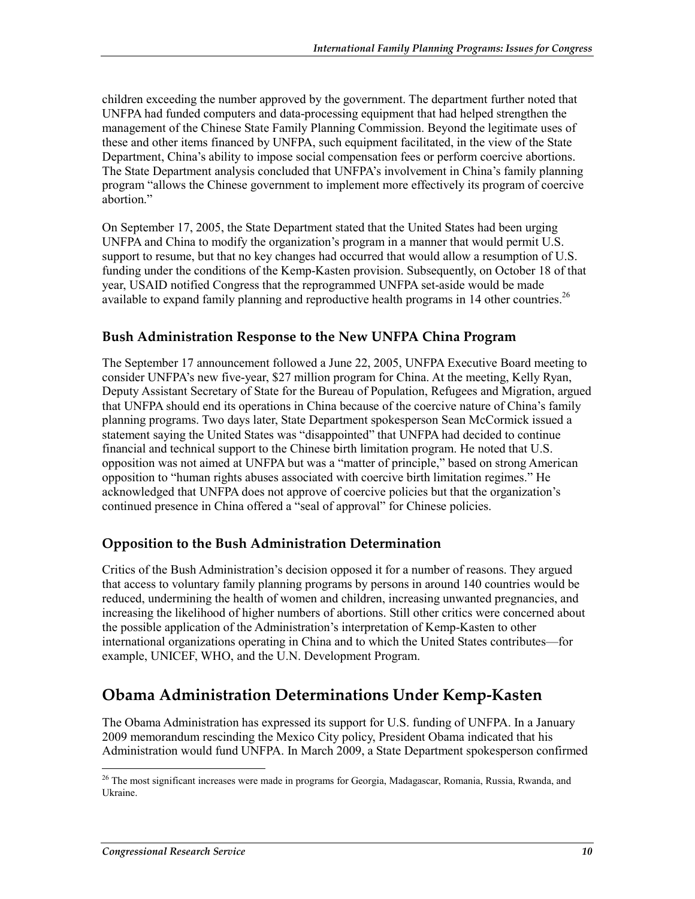children exceeding the number approved by the government. The department further noted that UNFPA had funded computers and data-processing equipment that had helped strengthen the management of the Chinese State Family Planning Commission. Beyond the legitimate uses of these and other items financed by UNFPA, such equipment facilitated, in the view of the State Department, China's ability to impose social compensation fees or perform coercive abortions. The State Department analysis concluded that UNFPA's involvement in China's family planning program "allows the Chinese government to implement more effectively its program of coercive abortion."

On September 17, 2005, the State Department stated that the United States had been urging UNFPA and China to modify the organization's program in a manner that would permit U.S. support to resume, but that no key changes had occurred that would allow a resumption of U.S. funding under the conditions of the Kemp-Kasten provision. Subsequently, on October 18 of that year, USAID notified Congress that the reprogrammed UNFPA set-aside would be made available to expand family planning and reproductive health programs in 14 other countries.[26]

### Bush Administration Response to the New UNFPA China Program

The September 17 announcement followed a June 22, 2005, UNFPA Executive Board meeting to consider UNFPA's new five-year, $27 million program for China. At the meeting, Kelly Ryan, Deputy Assistant Secretary of State for the Bureau of Population, Refugees and Migration, argued that UNFPA should end its operations in China because of the coercive nature of China's family planning programs. Two days later, State Department spokesperson Sean McCormick issued a statement saying the United States was "disappointed" that UNFPA had decided to continue financial and technical support to the Chinese birth limitation program. He noted that U.S. opposition was not aimed at UNFPA but was a "matter of principle," based on strong American opposition to "human rights abuses associated with coercive birth limitation regimes." He acknowledged that UNFPA does not approve of coercive policies but that the organization's continued presence in China offered a "seal of approval" for Chinese policies.

### Opposition to the Bush Administration Determination

Critics of the Bush Administration's decision opposed it for a number of reasons. They argued that access to voluntary family planning programs by persons in around 140 countries would be reduced, undermining the health of women and children, increasing unwanted pregnancies, and increasing the likelihood of higher numbers of abortions. Still other critics were concerned about the possible application of the Administration's interpretation of Kemp-Kasten to other international organizations operating in China and to which the United States contributes—for example, UNICEF, WHO, and the U.N. Development Program.

## Obama Administration Determinations Under Kemp-Kasten

The Obama Administration has expressed its support for U.S. funding of UNFPA. In a January 2009 memorandum rescinding the Mexico City policy, President Obama indicated that his Administration would fund UNFPA. In March 2009, a State Department spokesperson confirmed

[26] The most significant increases were made in programs for Georgia, Madagascar, Romania, Russia, Rwanda, and Ukraine.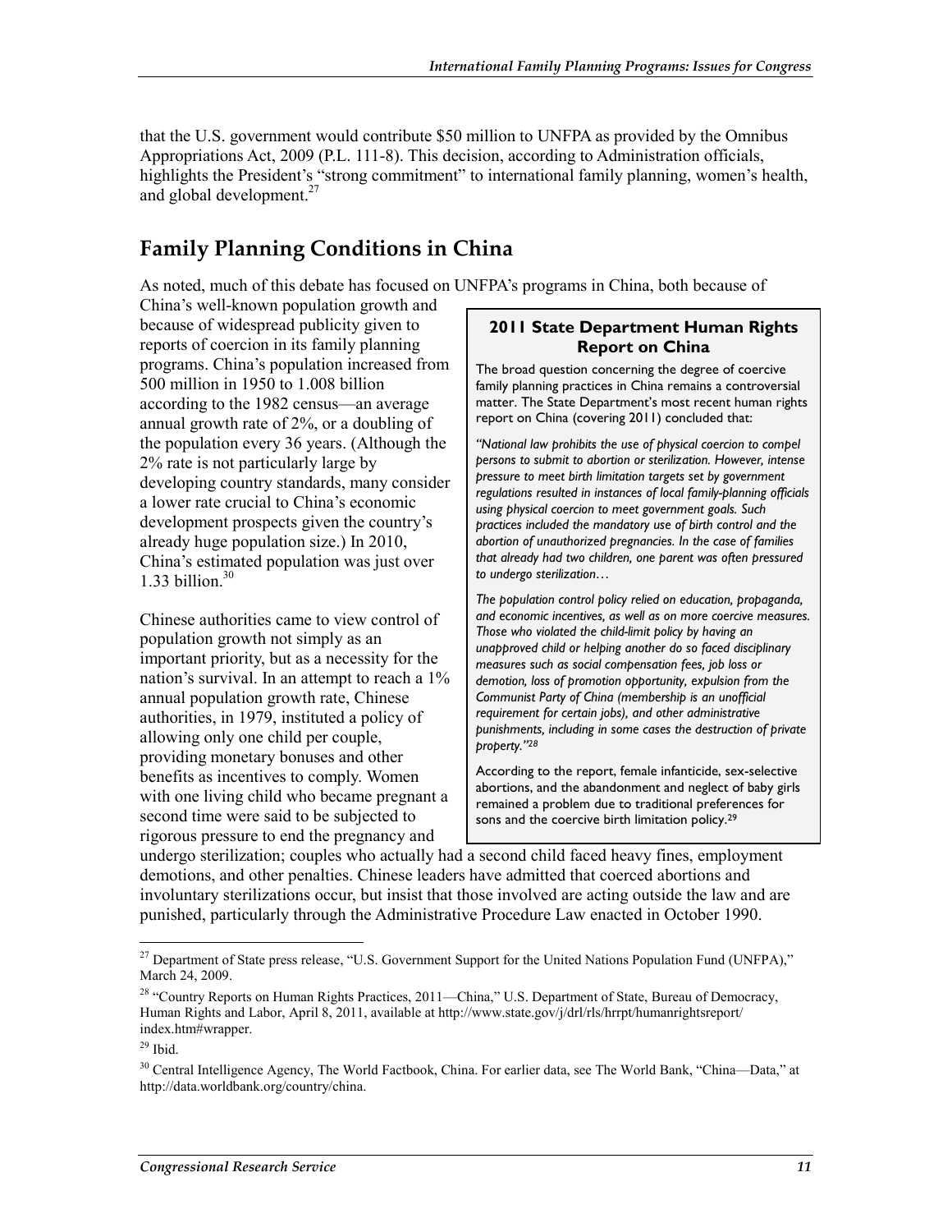that the U.S. government would contribute $50 million to UNFPA as provided by the Omnibus Appropriations Act, 2009 (P.L. 111-8). This decision, according to Administration officials, highlights the President's "strong commitment" to international family planning, women's health, and global development.[27]

## Family Planning Conditions in China

As noted, much of this debate has focused on UNFPA's programs in China, both because of China's well-known population growth and because of widespread publicity given to reports of coercion in its family planning programs. China's population increased from 500 million in 1950 to 1.008 billion according to the 1982 census—an average annual growth rate of 2%, or a doubling of the population every 36 years. (Although the 2% rate is not particularly large by developing country standards, many consider a lower rate crucial to China's economic development prospects given the country's already huge population size.) In 2010, China's estimated population was just over 1.33 billion.[30]

Chinese authorities came to view control of population growth not simply as an important priority, but as a necessity for the nation's survival. In an attempt to reach a 1% annual population growth rate, Chinese authorities, in 1979, instituted a policy of allowing only one child per couple, providing monetary bonuses and other benefits as incentives to comply. Women with one living child who became pregnant a second time were said to be subjected to rigorous pressure to end the pregnancy and undergo sterilization; couples who actually had a second child faced heavy fines, employment demotions, and other penalties. Chinese leaders have admitted that coerced abortions and involuntary sterilizations occur, but insist that those involved are acting outside the law and are punished, particularly through the Administrative Procedure Law enacted in October 1990.

> **2011 State Department Human Rights Report on China**
>
> The broad question concerning the degree of coercive family planning practices in China remains a controversial matter. The State Department's most recent human rights report on China (covering 2011) concluded that:
>
> *"National law prohibits the use of physical coercion to compel persons to submit to abortion or sterilization. However, intense pressure to meet birth limitation targets set by government regulations resulted in instances of local family-planning officials using physical coercion to meet government goals. Such practices included the mandatory use of birth control and the abortion of unauthorized pregnancies. In the case of families that already had two children, one parent was often pressured to undergo sterilization…*
>
> *The population control policy relied on education, propaganda, and economic incentives, as well as on more coercive measures. Those who violated the child-limit policy by having an unapproved child or helping another do so faced disciplinary measures such as social compensation fees, job loss or demotion, loss of promotion opportunity, expulsion from the Communist Party of China (membership is an unofficial requirement for certain jobs), and other administrative punishments, including in some cases the destruction of private property."*[28]
>
> According to the report, female infanticide, sex-selective abortions, and the abandonment and neglect of baby girls remained a problem due to traditional preferences for sons and the coercive birth limitation policy.[29]

---

[27] Department of State press release, "U.S. Government Support for the United Nations Population Fund (UNFPA)," March 24, 2009.

[28] "Country Reports on Human Rights Practices, 2011—China," U.S. Department of State, Bureau of Democracy, Human Rights and Labor, April 8, 2011, available at http://www.state.gov/j/drl/rls/hrrpt/humanrightsreport/index.htm#wrapper.

[29] Ibid.

[30] Central Intelligence Agency, The World Factbook, China. For earlier data, see The World Bank, "China—Data," at http://data.worldbank.org/country/china.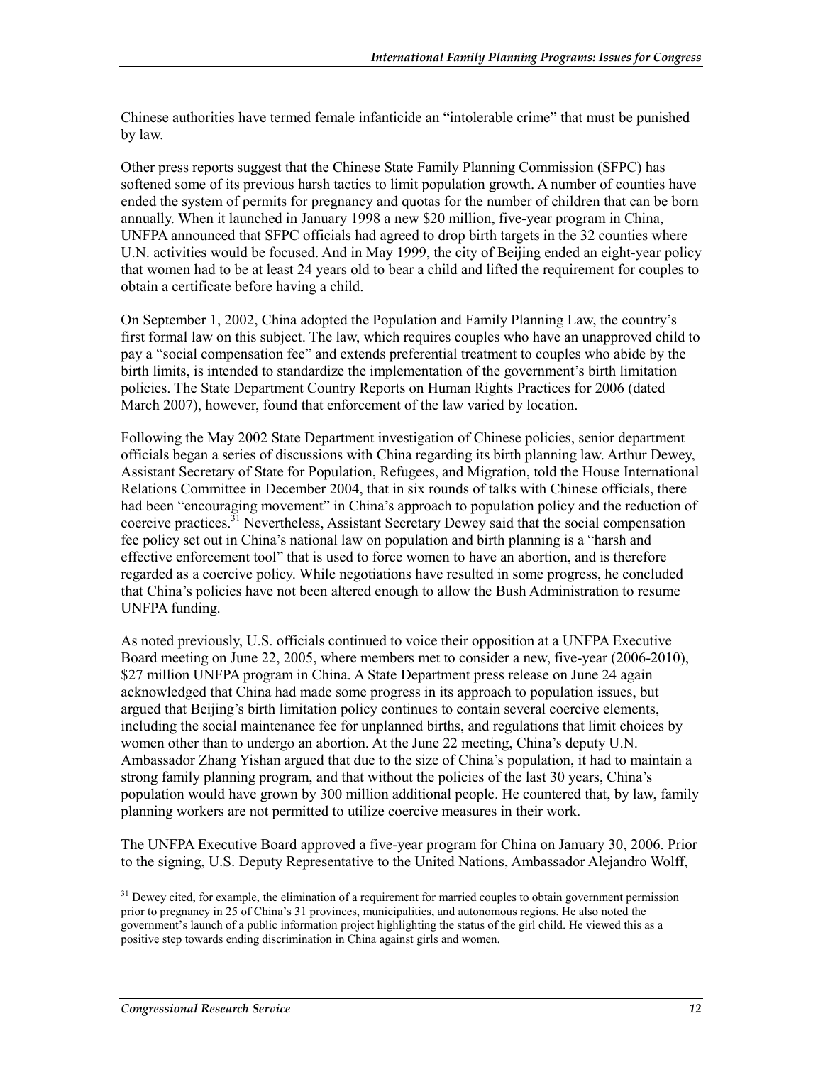Chinese authorities have termed female infanticide an "intolerable crime" that must be punished by law.

Other press reports suggest that the Chinese State Family Planning Commission (SFPC) has softened some of its previous harsh tactics to limit population growth. A number of counties have ended the system of permits for pregnancy and quotas for the number of children that can be born annually. When it launched in January 1998 a new $20 million, five-year program in China, UNFPA announced that SFPC officials had agreed to drop birth targets in the 32 counties where U.N. activities would be focused. And in May 1999, the city of Beijing ended an eight-year policy that women had to be at least 24 years old to bear a child and lifted the requirement for couples to obtain a certificate before having a child.

On September 1, 2002, China adopted the Population and Family Planning Law, the country's first formal law on this subject. The law, which requires couples who have an unapproved child to pay a "social compensation fee" and extends preferential treatment to couples who abide by the birth limits, is intended to standardize the implementation of the government's birth limitation policies. The State Department Country Reports on Human Rights Practices for 2006 (dated March 2007), however, found that enforcement of the law varied by location.

Following the May 2002 State Department investigation of Chinese policies, senior department officials began a series of discussions with China regarding its birth planning law. Arthur Dewey, Assistant Secretary of State for Population, Refugees, and Migration, told the House International Relations Committee in December 2004, that in six rounds of talks with Chinese officials, there had been "encouraging movement" in China's approach to population policy and the reduction of coercive practices.[31] Nevertheless, Assistant Secretary Dewey said that the social compensation fee policy set out in China's national law on population and birth planning is a "harsh and effective enforcement tool" that is used to force women to have an abortion, and is therefore regarded as a coercive policy. While negotiations have resulted in some progress, he concluded that China's policies have not been altered enough to allow the Bush Administration to resume UNFPA funding.

As noted previously, U.S. officials continued to voice their opposition at a UNFPA Executive Board meeting on June 22, 2005, where members met to consider a new, five-year (2006-2010), $27 million UNFPA program in China. A State Department press release on June 24 again acknowledged that China had made some progress in its approach to population issues, but argued that Beijing's birth limitation policy continues to contain several coercive elements, including the social maintenance fee for unplanned births, and regulations that limit choices by women other than to undergo an abortion. At the June 22 meeting, China's deputy U.N. Ambassador Zhang Yishan argued that due to the size of China's population, it had to maintain a strong family planning program, and that without the policies of the last 30 years, China's population would have grown by 300 million additional people. He countered that, by law, family planning workers are not permitted to utilize coercive measures in their work.

The UNFPA Executive Board approved a five-year program for China on January 30, 2006. Prior to the signing, U.S. Deputy Representative to the United Nations, Ambassador Alejandro Wolff,

[31] Dewey cited, for example, the elimination of a requirement for married couples to obtain government permission prior to pregnancy in 25 of China's 31 provinces, municipalities, and autonomous regions. He also noted the government's launch of a public information project highlighting the status of the girl child. He viewed this as a positive step towards ending discrimination in China against girls and women.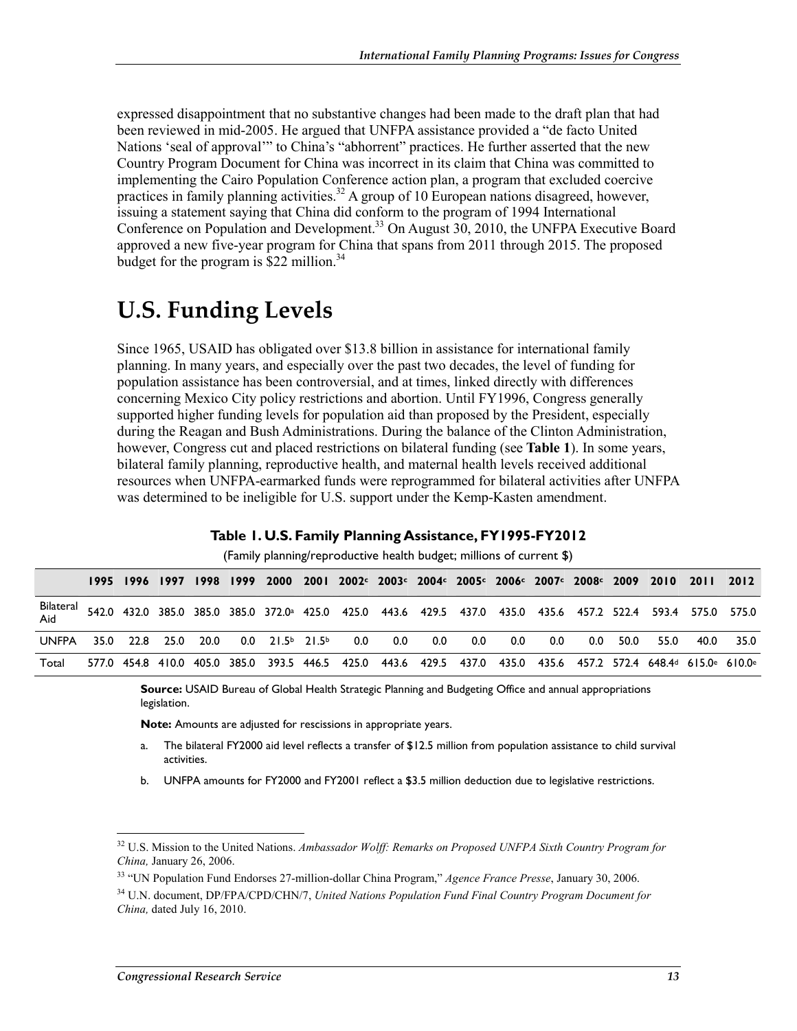expressed disappointment that no substantive changes had been made to the draft plan that had been reviewed in mid-2005. He argued that UNFPA assistance provided a "de facto United Nations 'seal of approval'" to China's "abhorrent" practices. He further asserted that the new Country Program Document for China was incorrect in its claim that China was committed to implementing the Cairo Population Conference action plan, a program that excluded coercive practices in family planning activities.[32] A group of 10 European nations disagreed, however, issuing a statement saying that China did conform to the program of 1994 International Conference on Population and Development.[33] On August 30, 2010, the UNFPA Executive Board approved a new five-year program for China that spans from 2011 through 2015. The proposed budget for the program is $22 million.[34]

# U.S. Funding Levels

Since 1965, USAID has obligated over $13.8 billion in assistance for international family planning. In many years, and especially over the past two decades, the level of funding for population assistance has been controversial, and at times, linked directly with differences concerning Mexico City policy restrictions and abortion. Until FY1996, Congress generally supported higher funding levels for population aid than proposed by the President, especially during the Reagan and Bush Administrations. During the balance of the Clinton Administration, however, Congress cut and placed restrictions on bilateral funding (see **Table 1**). In some years, bilateral family planning, reproductive health, and maternal health levels received additional resources when UNFPA-earmarked funds were reprogrammed for bilateral activities after UNFPA was determined to be ineligible for U.S. support under the Kemp-Kasten amendment.

**Table 1. U.S. Family Planning Assistance, FY1995-FY2012**

(Family planning/reproductive health budget; millions of current $)

| | 1995 | 1996 | 1997 | 1998 | 1999 | 2000 | 2001 | 2002[c] | 2003[c] | 2004[c] | 2005[c] | 2006[c] | 2007[c] | 2008[c] | 2009 | 2010 | 2011 | 2012 |
|---|---|---|---|---|---|---|---|---|---|---|---|---|---|---|---|---|---|---|
| Bilateral Aid | 542.0 | 432.0 | 385.0 | 385.0 | 385.0 | 372.0[a] | 425.0 | 425.0 | 443.6 | 429.5 | 437.0 | 435.0 | 435.6 | 457.2 | 522.4 | 593.4 | 575.0 | 575.0 |
| UNFPA | 35.0 | 22.8 | 25.0 | 20.0 | 0.0 | 21.5[b] | 21.5[b] | 0.0 | 0.0 | 0.0 | 0.0 | 0.0 | 0.0 | 0.0 | 50.0 | 55.0 | 40.0 | 35.0 |
| Total | 577.0 | 454.8 | 410.0 | 405.0 | 385.0 | 393.5 | 446.5 | 425.0 | 443.6 | 429.5 | 437.0 | 435.0 | 435.6 | 457.2 | 572.4 | 648.4[d] | 615.0[e] | 610.0[e] |

**Source:** USAID Bureau of Global Health Strategic Planning and Budgeting Office and annual appropriations legislation.

**Note:** Amounts are adjusted for rescissions in appropriate years.

a. The bilateral FY2000 aid level reflects a transfer of $12.5 million from population assistance to child survival activities.

b. UNFPA amounts for FY2000 and FY2001 reflect a $3.5 million deduction due to legislative restrictions.

---

[32] U.S. Mission to the United Nations. *Ambassador Wolff: Remarks on Proposed UNFPA Sixth Country Program for China,* January 26, 2006.

[33] "UN Population Fund Endorses 27-million-dollar China Program," *Agence France Presse*, January 30, 2006.

[34] U.N. document, DP/FPA/CPD/CHN/7, *United Nations Population Fund Final Country Program Document for China,* dated July 16, 2010.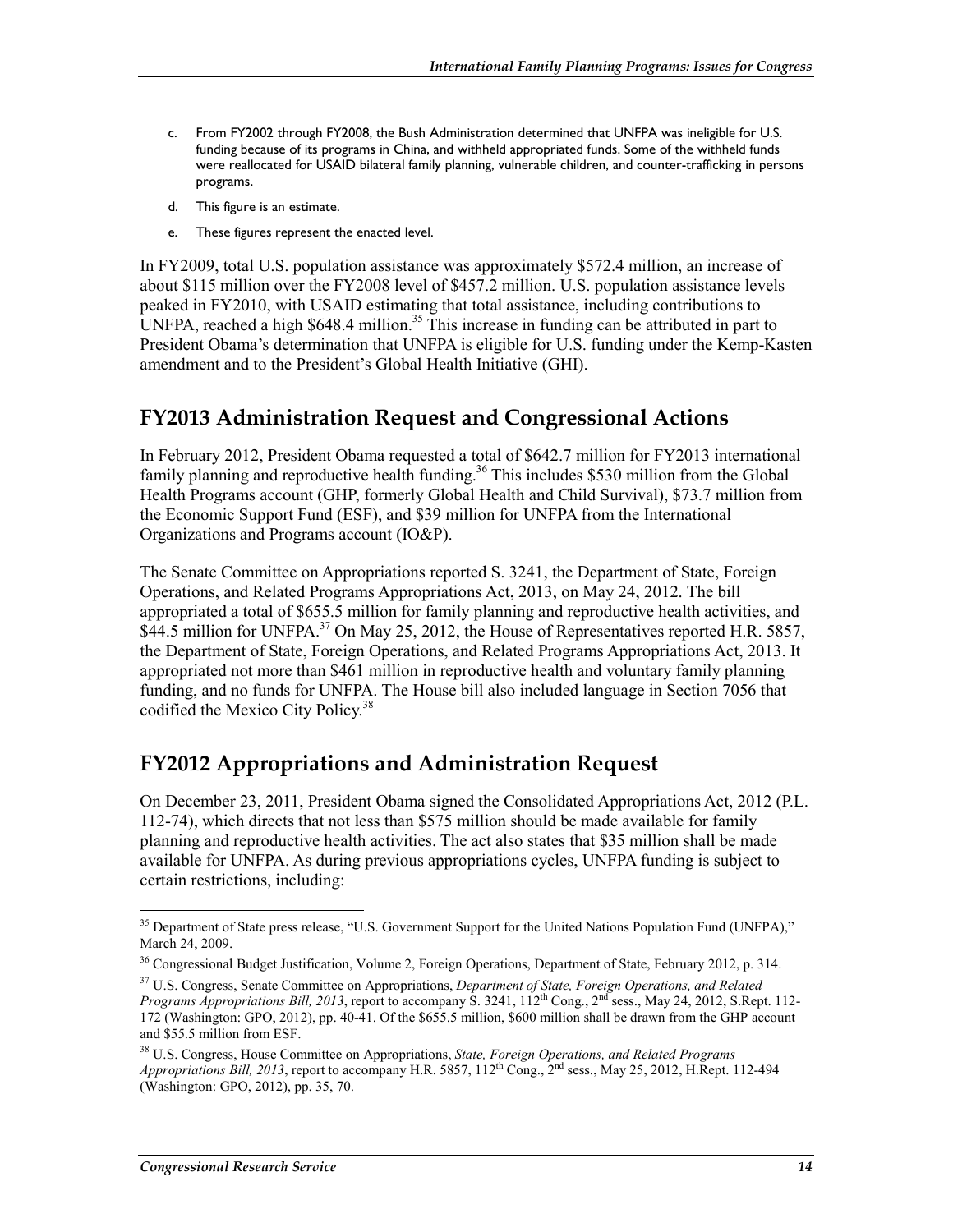c. From FY2002 through FY2008, the Bush Administration determined that UNFPA was ineligible for U.S. funding because of its programs in China, and withheld appropriated funds. Some of the withheld funds were reallocated for USAID bilateral family planning, vulnerable children, and counter-trafficking in persons programs.

d. This figure is an estimate.

e. These figures represent the enacted level.

In FY2009, total U.S. population assistance was approximately $572.4 million, an increase of about $115 million over the FY2008 level of $457.2 million. U.S. population assistance levels peaked in FY2010, with USAID estimating that total assistance, including contributions to UNFPA, reached a high $648.4 million.[35] This increase in funding can be attributed in part to President Obama's determination that UNFPA is eligible for U.S. funding under the Kemp-Kasten amendment and to the President's Global Health Initiative (GHI).

## FY2013 Administration Request and Congressional Actions

In February 2012, President Obama requested a total of $642.7 million for FY2013 international family planning and reproductive health funding.[36] This includes $530 million from the Global Health Programs account (GHP, formerly Global Health and Child Survival), $73.7 million from the Economic Support Fund (ESF), and $39 million for UNFPA from the International Organizations and Programs account (IO&P).

The Senate Committee on Appropriations reported S. 3241, the Department of State, Foreign Operations, and Related Programs Appropriations Act, 2013, on May 24, 2012. The bill appropriated a total of $655.5 million for family planning and reproductive health activities, and $44.5 million for UNFPA.[37] On May 25, 2012, the House of Representatives reported H.R. 5857, the Department of State, Foreign Operations, and Related Programs Appropriations Act, 2013. It appropriated not more than $461 million in reproductive health and voluntary family planning funding, and no funds for UNFPA. The House bill also included language in Section 7056 that codified the Mexico City Policy.[38]

## FY2012 Appropriations and Administration Request

On December 23, 2011, President Obama signed the Consolidated Appropriations Act, 2012 (P.L. 112-74), which directs that not less than $575 million should be made available for family planning and reproductive health activities. The act also states that $35 million shall be made available for UNFPA. As during previous appropriations cycles, UNFPA funding is subject to certain restrictions, including:

---

[35] Department of State press release, "U.S. Government Support for the United Nations Population Fund (UNFPA)," March 24, 2009.

[36] Congressional Budget Justification, Volume 2, Foreign Operations, Department of State, February 2012, p. 314.

[37] U.S. Congress, Senate Committee on Appropriations, *Department of State, Foreign Operations, and Related Programs Appropriations Bill, 2013*, report to accompany S. 3241, 112th Cong., 2nd sess., May 24, 2012, S.Rept. 112-172 (Washington: GPO, 2012), pp. 40-41. Of the $655.5 million, $600 million shall be drawn from the GHP account and $55.5 million from ESF.

[38] U.S. Congress, House Committee on Appropriations, *State, Foreign Operations, and Related Programs Appropriations Bill, 2013*, report to accompany H.R. 5857, 112th Cong., 2nd sess., May 25, 2012, H.Rept. 112-494 (Washington: GPO, 2012), pp. 35, 70.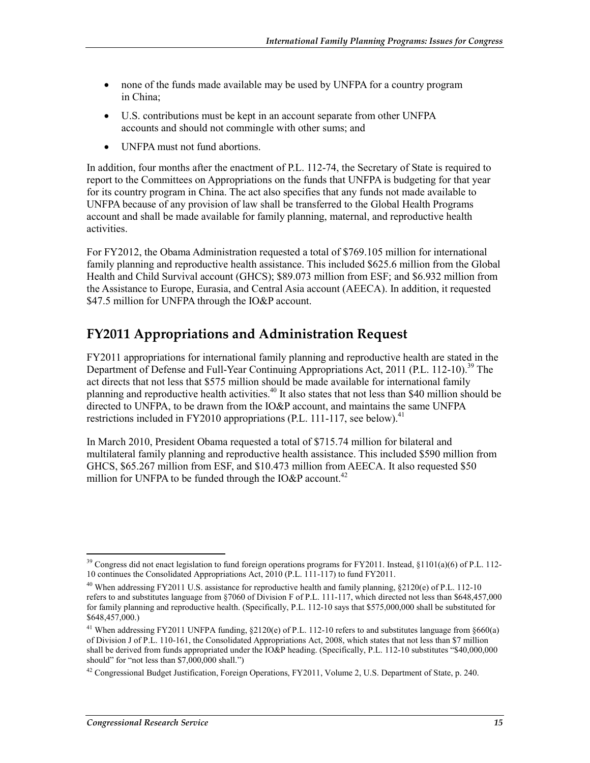- none of the funds made available may be used by UNFPA for a country program in China;
- U.S. contributions must be kept in an account separate from other UNFPA accounts and should not commingle with other sums; and
- UNFPA must not fund abortions.

In addition, four months after the enactment of P.L. 112-74, the Secretary of State is required to report to the Committees on Appropriations on the funds that UNFPA is budgeting for that year for its country program in China. The act also specifies that any funds not made available to UNFPA because of any provision of law shall be transferred to the Global Health Programs account and shall be made available for family planning, maternal, and reproductive health activities.

For FY2012, the Obama Administration requested a total of $769.105 million for international family planning and reproductive health assistance. This included $625.6 million from the Global Health and Child Survival account (GHCS); $89.073 million from ESF; and $6.932 million from the Assistance to Europe, Eurasia, and Central Asia account (AEECA). In addition, it requested $47.5 million for UNFPA through the IO&P account.

## FY2011 Appropriations and Administration Request

FY2011 appropriations for international family planning and reproductive health are stated in the Department of Defense and Full-Year Continuing Appropriations Act, 2011 (P.L. 112-10).[39] The act directs that not less that $575 million should be made available for international family planning and reproductive health activities.[40] It also states that not less than $40 million should be directed to UNFPA, to be drawn from the IO&P account, and maintains the same UNFPA restrictions included in FY2010 appropriations (P.L. 111-117, see below).[41]

In March 2010, President Obama requested a total of $715.74 million for bilateral and multilateral family planning and reproductive health assistance. This included $590 million from GHCS, $65.267 million from ESF, and $10.473 million from AEECA. It also requested $50 million for UNFPA to be funded through the IO&P account.[42]

---

[39] Congress did not enact legislation to fund foreign operations programs for FY2011. Instead, §1101(a)(6) of P.L. 112-10 continues the Consolidated Appropriations Act, 2010 (P.L. 111-117) to fund FY2011.

[40] When addressing FY2011 U.S. assistance for reproductive health and family planning, §2120(e) of P.L. 112-10 refers to and substitutes language from §7060 of Division F of P.L. 111-117, which directed not less than $648,457,000 for family planning and reproductive health. (Specifically, P.L. 112-10 says that $575,000,000 shall be substituted for $648,457,000.)

[41] When addressing FY2011 UNFPA funding, §2120(e) of P.L. 112-10 refers to and substitutes language from §660(a) of Division J of P.L. 110-161, the Consolidated Appropriations Act, 2008, which states that not less than $7 million shall be derived from funds appropriated under the IO&P heading. (Specifically, P.L. 112-10 substitutes "$40,000,000 should" for "not less than $7,000,000 shall.")

[42] Congressional Budget Justification, Foreign Operations, FY2011, Volume 2, U.S. Department of State, p. 240.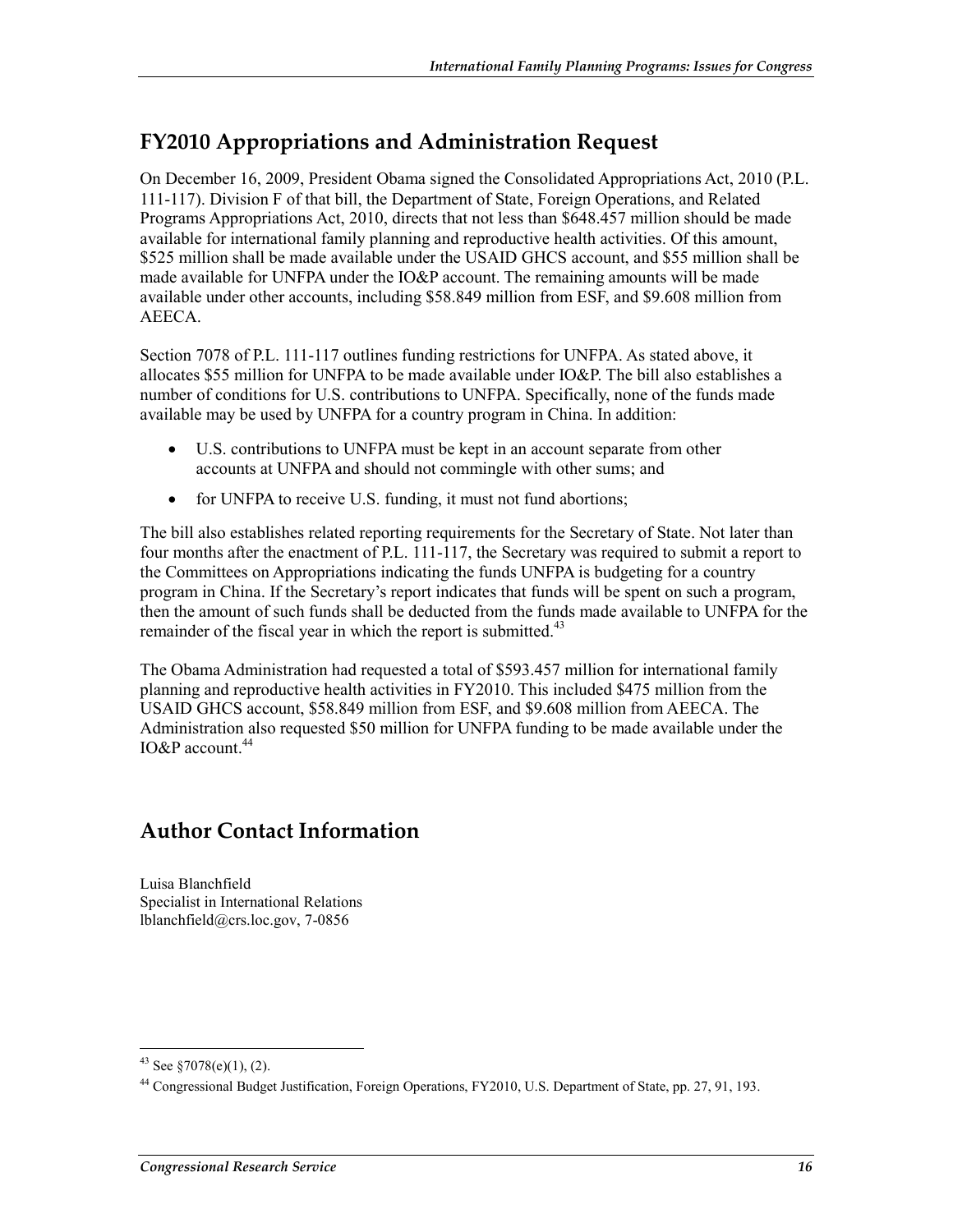## FY2010 Appropriations and Administration Request

On December 16, 2009, President Obama signed the Consolidated Appropriations Act, 2010 (P.L. 111-117). Division F of that bill, the Department of State, Foreign Operations, and Related Programs Appropriations Act, 2010, directs that not less than $648.457 million should be made available for international family planning and reproductive health activities. Of this amount, $525 million shall be made available under the USAID GHCS account, and $55 million shall be made available for UNFPA under the IO&P account. The remaining amounts will be made available under other accounts, including $58.849 million from ESF, and $9.608 million from AEECA.

Section 7078 of P.L. 111-117 outlines funding restrictions for UNFPA. As stated above, it allocates $55 million for UNFPA to be made available under IO&P. The bill also establishes a number of conditions for U.S. contributions to UNFPA. Specifically, none of the funds made available may be used by UNFPA for a country program in China. In addition:

- U.S. contributions to UNFPA must be kept in an account separate from other accounts at UNFPA and should not commingle with other sums; and
- for UNFPA to receive U.S. funding, it must not fund abortions;

The bill also establishes related reporting requirements for the Secretary of State. Not later than four months after the enactment of P.L. 111-117, the Secretary was required to submit a report to the Committees on Appropriations indicating the funds UNFPA is budgeting for a country program in China. If the Secretary's report indicates that funds will be spent on such a program, then the amount of such funds shall be deducted from the funds made available to UNFPA for the remainder of the fiscal year in which the report is submitted.[43]

The Obama Administration had requested a total of $593.457 million for international family planning and reproductive health activities in FY2010. This included $475 million from the USAID GHCS account, $58.849 million from ESF, and $9.608 million from AEECA. The Administration also requested $50 million for UNFPA funding to be made available under the IO&P account.[44]

## Author Contact Information

Luisa Blanchfield
Specialist in International Relations
lblanchfield@crs.loc.gov, 7-0856

---

[43] See §7078(e)(1), (2).

[44] Congressional Budget Justification, Foreign Operations, FY2010, U.S. Department of State, pp. 27, 91, 193.